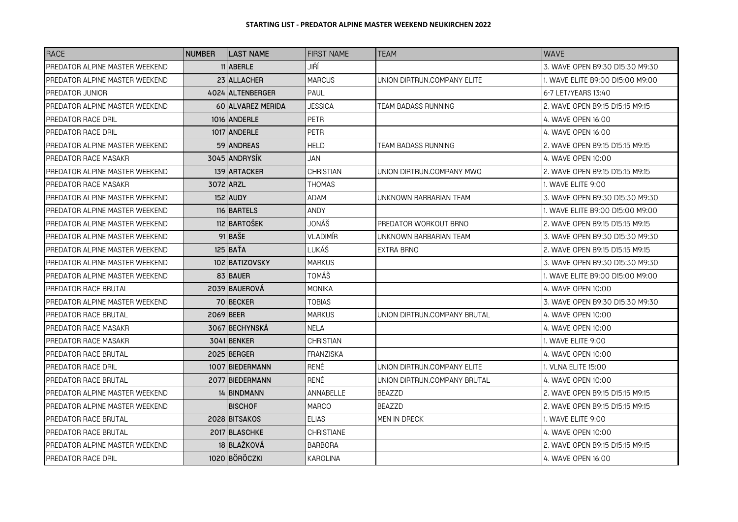**STARTING LIST - PREDATOR ALPINE MASTER WEEKEND NEUKIRCHEN 2022**

| RACE | NUMBER | LAST NAME | FIRST NAME | TEAM | WAVE |
|---|---|---|---|---|---|
| PREDATOR ALPINE MASTER WEEKEND | 11 | **ABERLE** | JIŘÍ | | 3. WAVE OPEN B9:30 D15:30 M9:30 |
| PREDATOR ALPINE MASTER WEEKEND | 23 | **ALLACHER** | MARCUS | UNION DIRTRUN.COMPANY ELITE | 1. WAVE ELITE B9:00 D15:00 M9:00 |
| PREDATOR JUNIOR | 4024 | **ALTENBERGER** | PAUL | | 6-7 LET/YEARS 13:40 |
| PREDATOR ALPINE MASTER WEEKEND | 60 | **ALVAREZ MERIDA** | JESSICA | TEAM BADASS RUNNING | 2. WAVE OPEN B9:15 D15:15 M9:15 |
| PREDATOR RACE DRIL | 1016 | **ANDERLE** | PETR | | 4. WAVE OPEN 16:00 |
| PREDATOR RACE DRIL | 1017 | **ANDERLE** | PETR | | 4. WAVE OPEN 16:00 |
| PREDATOR ALPINE MASTER WEEKEND | 59 | **ANDREAS** | HELD | TEAM BADASS RUNNING | 2. WAVE OPEN B9:15 D15:15 M9:15 |
| PREDATOR RACE MASAKR | 3045 | **ANDRYSÍK** | JAN | | 4. WAVE OPEN 10:00 |
| PREDATOR ALPINE MASTER WEEKEND | 139 | **ARTACKER** | CHRISTIAN | UNION DIRTRUN.COMPANY MWO | 2. WAVE OPEN B9:15 D15:15 M9:15 |
| PREDATOR RACE MASAKR | 3072 | **ARZL** | THOMAS | | 1. WAVE ELITE 9:00 |
| PREDATOR ALPINE MASTER WEEKEND | 152 | **AUDY** | ADAM | UNKNOWN BARBARIAN TEAM | 3. WAVE OPEN B9:30 D15:30 M9:30 |
| PREDATOR ALPINE MASTER WEEKEND | 116 | **BARTELS** | ANDY | | 1. WAVE ELITE B9:00 D15:00 M9:00 |
| PREDATOR ALPINE MASTER WEEKEND | 112 | **BARTOŠEK** | JONÁŠ | PREDATOR WORKOUT BRNO | 2. WAVE OPEN B9:15 D15:15 M9:15 |
| PREDATOR ALPINE MASTER WEEKEND | 91 | **BAŠE** | VLADIMÍR | UNKNOWN BARBARIAN TEAM | 3. WAVE OPEN B9:30 D15:30 M9:30 |
| PREDATOR ALPINE MASTER WEEKEND | 125 | **BAŤA** | LUKÁŠ | EXTRA BRNO | 2. WAVE OPEN B9:15 D15:15 M9:15 |
| PREDATOR ALPINE MASTER WEEKEND | 102 | **BATIZOVSKY** | MARKUS | | 3. WAVE OPEN B9:30 D15:30 M9:30 |
| PREDATOR ALPINE MASTER WEEKEND | 83 | **BAUER** | TOMÁŠ | | 1. WAVE ELITE B9:00 D15:00 M9:00 |
| PREDATOR RACE BRUTAL | 2039 | **BAUEROVÁ** | MONIKA | | 4. WAVE OPEN 10:00 |
| PREDATOR ALPINE MASTER WEEKEND | 70 | **BECKER** | TOBIAS | | 3. WAVE OPEN B9:30 D15:30 M9:30 |
| PREDATOR RACE BRUTAL | 2069 | **BEER** | MARKUS | UNION DIRTRUN.COMPANY BRUTAL | 4. WAVE OPEN 10:00 |
| PREDATOR RACE MASAKR | 3067 | **BECHYNSKÁ** | NELA | | 4. WAVE OPEN 10:00 |
| PREDATOR RACE MASAKR | 3041 | **BENKER** | CHRISTIAN | | 1. WAVE ELITE 9:00 |
| PREDATOR RACE BRUTAL | 2025 | **BERGER** | FRANZISKA | | 4. WAVE OPEN 10:00 |
| PREDATOR RACE DRIL | 1007 | **BIEDERMANN** | RENÉ | UNION DIRTRUN.COMPANY ELITE | 1. VLNA ELITE 15:00 |
| PREDATOR RACE BRUTAL | 2077 | **BIEDERMANN** | RENÉ | UNION DIRTRUN.COMPANY BRUTAL | 4. WAVE OPEN 10:00 |
| PREDATOR ALPINE MASTER WEEKEND | 14 | **BINDMANN** | ANNABELLE | BEAZZD | 2. WAVE OPEN B9:15 D15:15 M9:15 |
| PREDATOR ALPINE MASTER WEEKEND | | **BISCHOF** | MARCO | BEAZZD | 2. WAVE OPEN B9:15 D15:15 M9:15 |
| PREDATOR RACE BRUTAL | 2028 | **BITSAKOS** | ELIAS | MEN IN DRECK | 1. WAVE ELITE 9:00 |
| PREDATOR RACE BRUTAL | 2017 | **BLASCHKE** | CHRISTIANE | | 4. WAVE OPEN 10:00 |
| PREDATOR ALPINE MASTER WEEKEND | 18 | **BLAŽKOVÁ** | BARBORA | | 2. WAVE OPEN B9:15 D15:15 M9:15 |
| PREDATOR RACE DRIL | 1020 | **BÖRÖCZKI** | KAROLINA | | 4. WAVE OPEN 16:00 |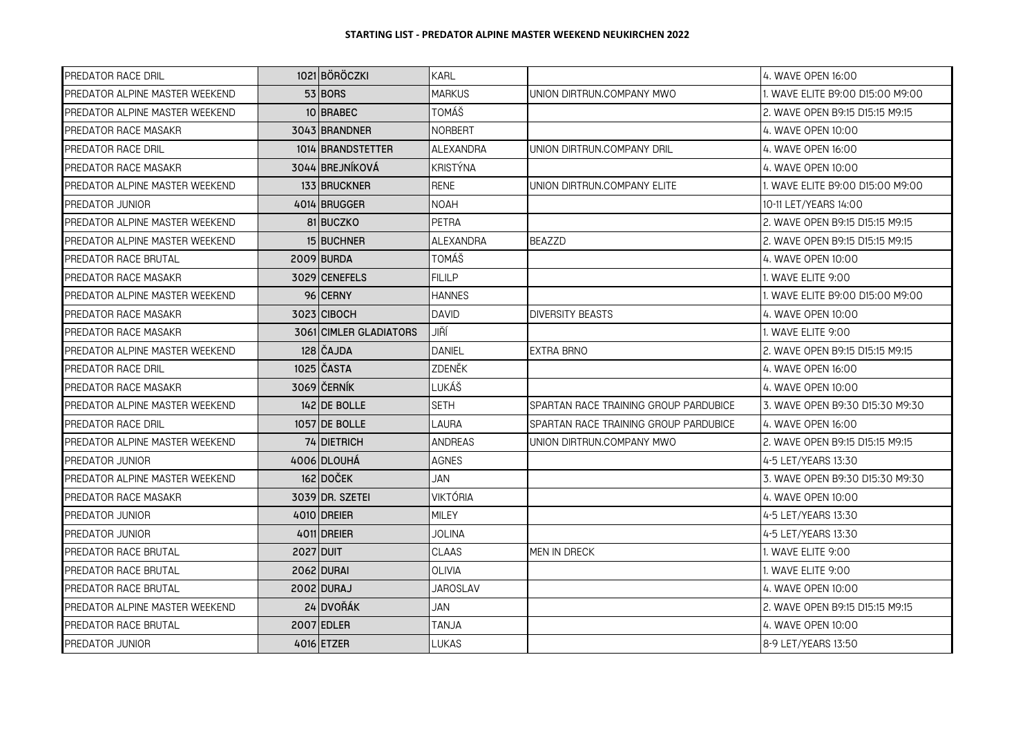**STARTING LIST - PREDATOR ALPINE MASTER WEEKEND NEUKIRCHEN 2022**

| | | | | | |
|---|---|---|---|---|---|
| PREDATOR RACE DRIL | 1021 | BÖRÖCZKI | KARL | | 4. WAVE OPEN 16:00 |
| PREDATOR ALPINE MASTER WEEKEND | 53 | BORS | MARKUS | UNION DIRTRUN.COMPANY MWO | 1. WAVE ELITE B9:00 D15:00 M9:00 |
| PREDATOR ALPINE MASTER WEEKEND | 10 | BRABEC | TOMÁŠ | | 2. WAVE OPEN B9:15 D15:15 M9:15 |
| PREDATOR RACE MASAKR | 3043 | BRANDNER | NORBERT | | 4. WAVE OPEN 10:00 |
| PREDATOR RACE DRIL | 1014 | BRANDSTETTER | ALEXANDRA | UNION DIRTRUN.COMPANY DRIL | 4. WAVE OPEN 16:00 |
| PREDATOR RACE MASAKR | 3044 | BREJNÍKOVÁ | KRISTÝNA | | 4. WAVE OPEN 10:00 |
| PREDATOR ALPINE MASTER WEEKEND | 133 | BRUCKNER | RENE | UNION DIRTRUN.COMPANY ELITE | 1. WAVE ELITE B9:00 D15:00 M9:00 |
| PREDATOR JUNIOR | 4014 | BRUGGER | NOAH | | 10-11 LET/YEARS 14:00 |
| PREDATOR ALPINE MASTER WEEKEND | 81 | BUCZKO | PETRA | | 2. WAVE OPEN B9:15 D15:15 M9:15 |
| PREDATOR ALPINE MASTER WEEKEND | 15 | BUCHNER | ALEXANDRA | BEAZZD | 2. WAVE OPEN B9:15 D15:15 M9:15 |
| PREDATOR RACE BRUTAL | 2009 | BURDA | TOMÁŠ | | 4. WAVE OPEN 10:00 |
| PREDATOR RACE MASAKR | 3029 | CENEFELS | FILILP | | 1. WAVE ELITE 9:00 |
| PREDATOR ALPINE MASTER WEEKEND | 96 | CERNY | HANNES | | 1. WAVE ELITE B9:00 D15:00 M9:00 |
| PREDATOR RACE MASAKR | 3023 | CIBOCH | DAVID | DIVERSITY BEASTS | 4. WAVE OPEN 10:00 |
| PREDATOR RACE MASAKR | 3061 | CIMLER GLADIATORS | JIŘÍ | | 1. WAVE ELITE 9:00 |
| PREDATOR ALPINE MASTER WEEKEND | 128 | ČAJDA | DANIEL | EXTRA BRNO | 2. WAVE OPEN B9:15 D15:15 M9:15 |
| PREDATOR RACE DRIL | 1025 | ČASTA | ZDENĚK | | 4. WAVE OPEN 16:00 |
| PREDATOR RACE MASAKR | 3069 | ČERNÍK | LUKÁŠ | | 4. WAVE OPEN 10:00 |
| PREDATOR ALPINE MASTER WEEKEND | 142 | DE BOLLE | SETH | SPARTAN RACE TRAINING GROUP PARDUBICE | 3. WAVE OPEN B9:30 D15:30 M9:30 |
| PREDATOR RACE DRIL | 1057 | DE BOLLE | LAURA | SPARTAN RACE TRAINING GROUP PARDUBICE | 4. WAVE OPEN 16:00 |
| PREDATOR ALPINE MASTER WEEKEND | 74 | DIETRICH | ANDREAS | UNION DIRTRUN.COMPANY MWO | 2. WAVE OPEN B9:15 D15:15 M9:15 |
| PREDATOR JUNIOR | 4006 | DLOUHÁ | AGNES | | 4-5 LET/YEARS 13:30 |
| PREDATOR ALPINE MASTER WEEKEND | 162 | DOČEK | JAN | | 3. WAVE OPEN B9:30 D15:30 M9:30 |
| PREDATOR RACE MASAKR | 3039 | DR. SZETEI | VIKTÓRIA | | 4. WAVE OPEN 10:00 |
| PREDATOR JUNIOR | 4010 | DREIER | MILEY | | 4-5 LET/YEARS 13:30 |
| PREDATOR JUNIOR | 4011 | DREIER | JOLINA | | 4-5 LET/YEARS 13:30 |
| PREDATOR RACE BRUTAL | 2027 | DUIT | CLAAS | MEN IN DRECK | 1. WAVE ELITE 9:00 |
| PREDATOR RACE BRUTAL | 2062 | DURAI | OLIVIA | | 1. WAVE ELITE 9:00 |
| PREDATOR RACE BRUTAL | 2002 | DURAJ | JAROSLAV | | 4. WAVE OPEN 10:00 |
| PREDATOR ALPINE MASTER WEEKEND | 24 | DVOŘÁK | JAN | | 2. WAVE OPEN B9:15 D15:15 M9:15 |
| PREDATOR RACE BRUTAL | 2007 | EDLER | TANJA | | 4. WAVE OPEN 10:00 |
| PREDATOR JUNIOR | 4016 | ETZER | LUKAS | | 8-9 LET/YEARS 13:50 |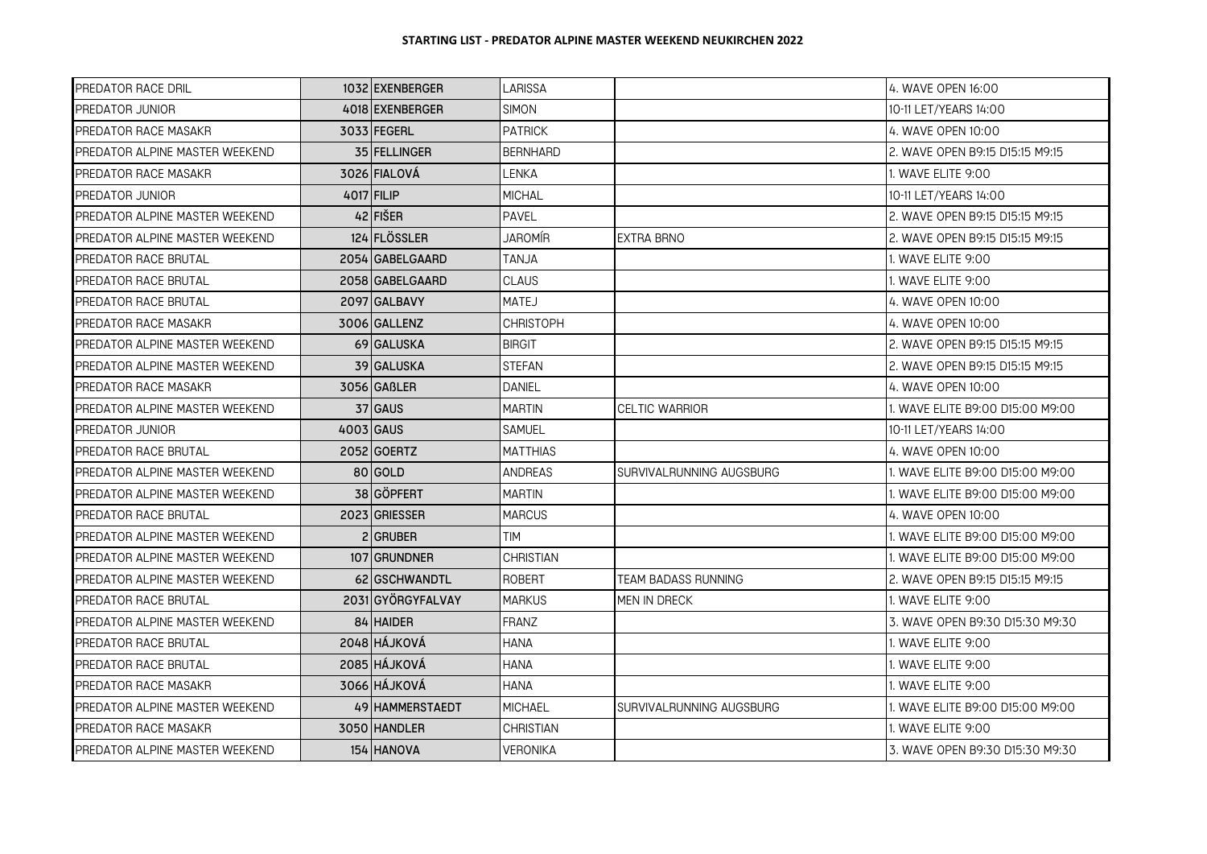# STARTING LIST - PREDATOR ALPINE MASTER WEEKEND NEUKIRCHEN 2022

| | | | | | |
|---|---|---|---|---|---|
| PREDATOR RACE DRIL | 1032 | EXENBERGER | LARISSA | | 4. WAVE OPEN 16:00 |
| PREDATOR JUNIOR | 4018 | EXENBERGER | SIMON | | 10-11 LET/YEARS 14:00 |
| PREDATOR RACE MASAKR | 3033 | FEGERL | PATRICK | | 4. WAVE OPEN 10:00 |
| PREDATOR ALPINE MASTER WEEKEND | 35 | FELLINGER | BERNHARD | | 2. WAVE OPEN B9:15 D15:15 M9:15 |
| PREDATOR RACE MASAKR | 3026 | FIALOVÁ | LENKA | | 1. WAVE ELITE 9:00 |
| PREDATOR JUNIOR | 4017 | FILIP | MICHAL | | 10-11 LET/YEARS 14:00 |
| PREDATOR ALPINE MASTER WEEKEND | 42 | FIŠER | PAVEL | | 2. WAVE OPEN B9:15 D15:15 M9:15 |
| PREDATOR ALPINE MASTER WEEKEND | 124 | FLÖSSLER | JAROMÍR | EXTRA BRNO | 2. WAVE OPEN B9:15 D15:15 M9:15 |
| PREDATOR RACE BRUTAL | 2054 | GABELGAARD | TANJA | | 1. WAVE ELITE 9:00 |
| PREDATOR RACE BRUTAL | 2058 | GABELGAARD | CLAUS | | 1. WAVE ELITE 9:00 |
| PREDATOR RACE BRUTAL | 2097 | GALBAVY | MATEJ | | 4. WAVE OPEN 10:00 |
| PREDATOR RACE MASAKR | 3006 | GALLENZ | CHRISTOPH | | 4. WAVE OPEN 10:00 |
| PREDATOR ALPINE MASTER WEEKEND | 69 | GALUSKA | BIRGIT | | 2. WAVE OPEN B9:15 D15:15 M9:15 |
| PREDATOR ALPINE MASTER WEEKEND | 39 | GALUSKA | STEFAN | | 2. WAVE OPEN B9:15 D15:15 M9:15 |
| PREDATOR RACE MASAKR | 3056 | GAßLER | DANIEL | | 4. WAVE OPEN 10:00 |
| PREDATOR ALPINE MASTER WEEKEND | 37 | GAUS | MARTIN | CELTIC WARRIOR | 1. WAVE ELITE B9:00 D15:00 M9:00 |
| PREDATOR JUNIOR | 4003 | GAUS | SAMUEL | | 10-11 LET/YEARS 14:00 |
| PREDATOR RACE BRUTAL | 2052 | GOERTZ | MATTHIAS | | 4. WAVE OPEN 10:00 |
| PREDATOR ALPINE MASTER WEEKEND | 80 | GOLD | ANDREAS | SURVIVALRUNNING AUGSBURG | 1. WAVE ELITE B9:00 D15:00 M9:00 |
| PREDATOR ALPINE MASTER WEEKEND | 38 | GÖPFERT | MARTIN | | 1. WAVE ELITE B9:00 D15:00 M9:00 |
| PREDATOR RACE BRUTAL | 2023 | GRIESSER | MARCUS | | 4. WAVE OPEN 10:00 |
| PREDATOR ALPINE MASTER WEEKEND | 2 | GRUBER | TIM | | 1. WAVE ELITE B9:00 D15:00 M9:00 |
| PREDATOR ALPINE MASTER WEEKEND | 107 | GRUNDNER | CHRISTIAN | | 1. WAVE ELITE B9:00 D15:00 M9:00 |
| PREDATOR ALPINE MASTER WEEKEND | 62 | GSCHWANDTL | ROBERT | TEAM BADASS RUNNING | 2. WAVE OPEN B9:15 D15:15 M9:15 |
| PREDATOR RACE BRUTAL | 2031 | GYÖRGYFALVAY | MARKUS | MEN IN DRECK | 1. WAVE ELITE 9:00 |
| PREDATOR ALPINE MASTER WEEKEND | 84 | HAIDER | FRANZ | | 3. WAVE OPEN B9:30 D15:30 M9:30 |
| PREDATOR RACE BRUTAL | 2048 | HÁJKOVÁ | HANA | | 1. WAVE ELITE 9:00 |
| PREDATOR RACE BRUTAL | 2085 | HÁJKOVÁ | HANA | | 1. WAVE ELITE 9:00 |
| PREDATOR RACE MASAKR | 3066 | HÁJKOVÁ | HANA | | 1. WAVE ELITE 9:00 |
| PREDATOR ALPINE MASTER WEEKEND | 49 | HAMMERSTAEDT | MICHAEL | SURVIVALRUNNING AUGSBURG | 1. WAVE ELITE B9:00 D15:00 M9:00 |
| PREDATOR RACE MASAKR | 3050 | HANDLER | CHRISTIAN | | 1. WAVE ELITE 9:00 |
| PREDATOR ALPINE MASTER WEEKEND | 154 | HANOVA | VERONIKA | | 3. WAVE OPEN B9:30 D15:30 M9:30 |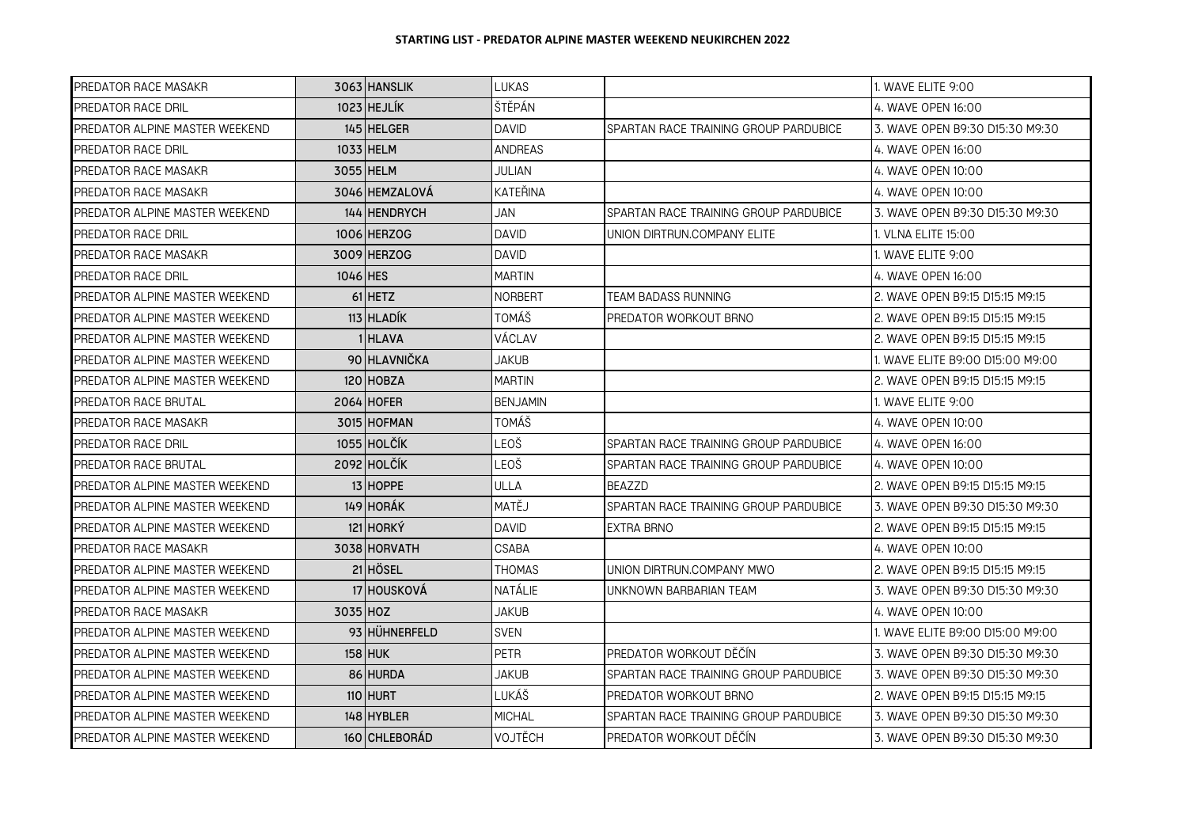# STARTING LIST - PREDATOR ALPINE MASTER WEEKEND NEUKIRCHEN 2022

| | | | | | |
|---|---|---|---|---|---|
| PREDATOR RACE MASAKR | 3063 | HANSLIK | LUKAS | | 1. WAVE ELITE 9:00 |
| PREDATOR RACE DRIL | 1023 | HEJLÍK | ŠTĚPÁN | | 4. WAVE OPEN 16:00 |
| PREDATOR ALPINE MASTER WEEKEND | 145 | HELGER | DAVID | SPARTAN RACE TRAINING GROUP PARDUBICE | 3. WAVE OPEN B9:30 D15:30 M9:30 |
| PREDATOR RACE DRIL | 1033 | HELM | ANDREAS | | 4. WAVE OPEN 16:00 |
| PREDATOR RACE MASAKR | 3055 | HELM | JULIAN | | 4. WAVE OPEN 10:00 |
| PREDATOR RACE MASAKR | 3046 | HEMZALOVÁ | KATEŘINA | | 4. WAVE OPEN 10:00 |
| PREDATOR ALPINE MASTER WEEKEND | 144 | HENDRYCH | JAN | SPARTAN RACE TRAINING GROUP PARDUBICE | 3. WAVE OPEN B9:30 D15:30 M9:30 |
| PREDATOR RACE DRIL | 1006 | HERZOG | DAVID | UNION DIRTRUN.COMPANY ELITE | 1. VLNA ELITE 15:00 |
| PREDATOR RACE MASAKR | 3009 | HERZOG | DAVID | | 1. WAVE ELITE 9:00 |
| PREDATOR RACE DRIL | 1046 | HES | MARTIN | | 4. WAVE OPEN 16:00 |
| PREDATOR ALPINE MASTER WEEKEND | 61 | HETZ | NORBERT | TEAM BADASS RUNNING | 2. WAVE OPEN B9:15 D15:15 M9:15 |
| PREDATOR ALPINE MASTER WEEKEND | 113 | HLADÍK | TOMÁŠ | PREDATOR WORKOUT BRNO | 2. WAVE OPEN B9:15 D15:15 M9:15 |
| PREDATOR ALPINE MASTER WEEKEND | 1 | HLAVA | VÁCLAV | | 2. WAVE OPEN B9:15 D15:15 M9:15 |
| PREDATOR ALPINE MASTER WEEKEND | 90 | HLAVNIČKA | JAKUB | | 1. WAVE ELITE B9:00 D15:00 M9:00 |
| PREDATOR ALPINE MASTER WEEKEND | 120 | HOBZA | MARTIN | | 2. WAVE OPEN B9:15 D15:15 M9:15 |
| PREDATOR RACE BRUTAL | 2064 | HOFER | BENJAMIN | | 1. WAVE ELITE 9:00 |
| PREDATOR RACE MASAKR | 3015 | HOFMAN | TOMÁŠ | | 4. WAVE OPEN 10:00 |
| PREDATOR RACE DRIL | 1055 | HOLČÍK | LEOŠ | SPARTAN RACE TRAINING GROUP PARDUBICE | 4. WAVE OPEN 16:00 |
| PREDATOR RACE BRUTAL | 2092 | HOLČÍK | LEOŠ | SPARTAN RACE TRAINING GROUP PARDUBICE | 4. WAVE OPEN 10:00 |
| PREDATOR ALPINE MASTER WEEKEND | 13 | HOPPE | ULLA | BEAZZD | 2. WAVE OPEN B9:15 D15:15 M9:15 |
| PREDATOR ALPINE MASTER WEEKEND | 149 | HORÁK | MATĚJ | SPARTAN RACE TRAINING GROUP PARDUBICE | 3. WAVE OPEN B9:30 D15:30 M9:30 |
| PREDATOR ALPINE MASTER WEEKEND | 121 | HORKÝ | DAVID | EXTRA BRNO | 2. WAVE OPEN B9:15 D15:15 M9:15 |
| PREDATOR RACE MASAKR | 3038 | HORVATH | CSABA | | 4. WAVE OPEN 10:00 |
| PREDATOR ALPINE MASTER WEEKEND | 21 | HÖSEL | THOMAS | UNION DIRTRUN.COMPANY MWO | 2. WAVE OPEN B9:15 D15:15 M9:15 |
| PREDATOR ALPINE MASTER WEEKEND | 17 | HOUSKOVÁ | NATÁLIE | UNKNOWN BARBARIAN TEAM | 3. WAVE OPEN B9:30 D15:30 M9:30 |
| PREDATOR RACE MASAKR | 3035 | HOZ | JAKUB | | 4. WAVE OPEN 10:00 |
| PREDATOR ALPINE MASTER WEEKEND | 93 | HÜHNERFELD | SVEN | | 1. WAVE ELITE B9:00 D15:00 M9:00 |
| PREDATOR ALPINE MASTER WEEKEND | 158 | HUK | PETR | PREDATOR WORKOUT DĚČÍN | 3. WAVE OPEN B9:30 D15:30 M9:30 |
| PREDATOR ALPINE MASTER WEEKEND | 86 | HURDA | JAKUB | SPARTAN RACE TRAINING GROUP PARDUBICE | 3. WAVE OPEN B9:30 D15:30 M9:30 |
| PREDATOR ALPINE MASTER WEEKEND | 110 | HURT | LUKÁŠ | PREDATOR WORKOUT BRNO | 2. WAVE OPEN B9:15 D15:15 M9:15 |
| PREDATOR ALPINE MASTER WEEKEND | 148 | HYBLER | MICHAL | SPARTAN RACE TRAINING GROUP PARDUBICE | 3. WAVE OPEN B9:30 D15:30 M9:30 |
| PREDATOR ALPINE MASTER WEEKEND | 160 | CHLEBORÁD | VOJTĚCH | PREDATOR WORKOUT DĚČÍN | 3. WAVE OPEN B9:30 D15:30 M9:30 |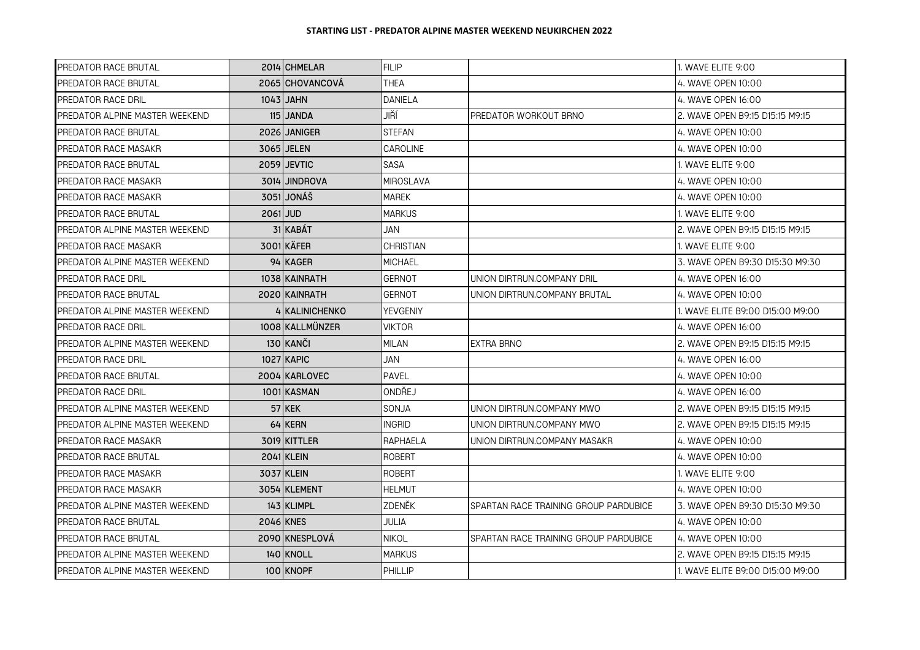**STARTING LIST - PREDATOR ALPINE MASTER WEEKEND NEUKIRCHEN 2022**

| | | | | | |
|---|---|---|---|---|---|
| PREDATOR RACE BRUTAL | 2014 | CHMELAR | FILIP | | 1. WAVE ELITE 9:00 |
| PREDATOR RACE BRUTAL | 2065 | CHOVANCOVÁ | THEA | | 4. WAVE OPEN 10:00 |
| PREDATOR RACE DRIL | 1043 | JAHN | DANIELA | | 4. WAVE OPEN 16:00 |
| PREDATOR ALPINE MASTER WEEKEND | 115 | JANDA | JIŘÍ | PREDATOR WORKOUT BRNO | 2. WAVE OPEN B9:15 D15:15 M9:15 |
| PREDATOR RACE BRUTAL | 2026 | JANIGER | STEFAN | | 4. WAVE OPEN 10:00 |
| PREDATOR RACE MASAKR | 3065 | JELEN | CAROLINE | | 4. WAVE OPEN 10:00 |
| PREDATOR RACE BRUTAL | 2059 | JEVTIC | SASA | | 1. WAVE ELITE 9:00 |
| PREDATOR RACE MASAKR | 3014 | JINDROVA | MIROSLAVA | | 4. WAVE OPEN 10:00 |
| PREDATOR RACE MASAKR | 3051 | JONÁŠ | MAREK | | 4. WAVE OPEN 10:00 |
| PREDATOR RACE BRUTAL | 2061 | JUD | MARKUS | | 1. WAVE ELITE 9:00 |
| PREDATOR ALPINE MASTER WEEKEND | 31 | KABÁT | JAN | | 2. WAVE OPEN B9:15 D15:15 M9:15 |
| PREDATOR RACE MASAKR | 3001 | KÄFER | CHRISTIAN | | 1. WAVE ELITE 9:00 |
| PREDATOR ALPINE MASTER WEEKEND | 94 | KAGER | MICHAEL | | 3. WAVE OPEN B9:30 D15:30 M9:30 |
| PREDATOR RACE DRIL | 1038 | KAINRATH | GERNOT | UNION DIRTRUN.COMPANY DRIL | 4. WAVE OPEN 16:00 |
| PREDATOR RACE BRUTAL | 2020 | KAINRATH | GERNOT | UNION DIRTRUN.COMPANY BRUTAL | 4. WAVE OPEN 10:00 |
| PREDATOR ALPINE MASTER WEEKEND | 4 | KALINICHENKO | YEVGENIY | | 1. WAVE ELITE B9:00 D15:00 M9:00 |
| PREDATOR RACE DRIL | 1008 | KALLMÜNZER | VIKTOR | | 4. WAVE OPEN 16:00 |
| PREDATOR ALPINE MASTER WEEKEND | 130 | KANČI | MILAN | EXTRA BRNO | 2. WAVE OPEN B9:15 D15:15 M9:15 |
| PREDATOR RACE DRIL | 1027 | KAPIC | JAN | | 4. WAVE OPEN 16:00 |
| PREDATOR RACE BRUTAL | 2004 | KARLOVEC | PAVEL | | 4. WAVE OPEN 10:00 |
| PREDATOR RACE DRIL | 1001 | KASMAN | ONDŘEJ | | 4. WAVE OPEN 16:00 |
| PREDATOR ALPINE MASTER WEEKEND | 57 | KEK | SONJA | UNION DIRTRUN.COMPANY MWO | 2. WAVE OPEN B9:15 D15:15 M9:15 |
| PREDATOR ALPINE MASTER WEEKEND | 64 | KERN | INGRID | UNION DIRTRUN.COMPANY MWO | 2. WAVE OPEN B9:15 D15:15 M9:15 |
| PREDATOR RACE MASAKR | 3019 | KITTLER | RAPHAELA | UNION DIRTRUN.COMPANY MASAKR | 4. WAVE OPEN 10:00 |
| PREDATOR RACE BRUTAL | 2041 | KLEIN | ROBERT | | 4. WAVE OPEN 10:00 |
| PREDATOR RACE MASAKR | 3037 | KLEIN | ROBERT | | 1. WAVE ELITE 9:00 |
| PREDATOR RACE MASAKR | 3054 | KLEMENT | HELMUT | | 4. WAVE OPEN 10:00 |
| PREDATOR ALPINE MASTER WEEKEND | 143 | KLIMPL | ZDENĚK | SPARTAN RACE TRAINING GROUP PARDUBICE | 3. WAVE OPEN B9:30 D15:30 M9:30 |
| PREDATOR RACE BRUTAL | 2046 | KNES | JULIA | | 4. WAVE OPEN 10:00 |
| PREDATOR RACE BRUTAL | 2090 | KNESPLOVÁ | NIKOL | SPARTAN RACE TRAINING GROUP PARDUBICE | 4. WAVE OPEN 10:00 |
| PREDATOR ALPINE MASTER WEEKEND | 140 | KNOLL | MARKUS | | 2. WAVE OPEN B9:15 D15:15 M9:15 |
| PREDATOR ALPINE MASTER WEEKEND | 100 | KNOPF | PHILLIP | | 1. WAVE ELITE B9:00 D15:00 M9:00 |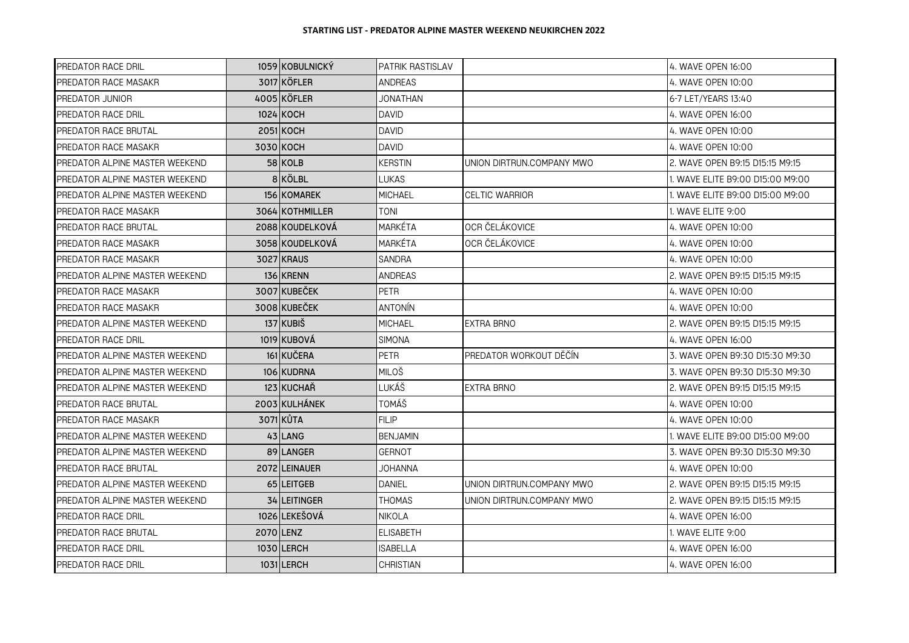## STARTING LIST - PREDATOR ALPINE MASTER WEEKEND NEUKIRCHEN 2022

| | | | | | |
|---|---|---|---|---|---|
| PREDATOR RACE DRIL | 1059 | KOBULNICKÝ | PATRIK RASTISLAV | | 4. WAVE OPEN 16:00 |
| PREDATOR RACE MASAKR | 3017 | KÖFLER | ANDREAS | | 4. WAVE OPEN 10:00 |
| PREDATOR JUNIOR | 4005 | KÖFLER | JONATHAN | | 6-7 LET/YEARS 13:40 |
| PREDATOR RACE DRIL | 1024 | KOCH | DAVID | | 4. WAVE OPEN 16:00 |
| PREDATOR RACE BRUTAL | 2051 | KOCH | DAVID | | 4. WAVE OPEN 10:00 |
| PREDATOR RACE MASAKR | 3030 | KOCH | DAVID | | 4. WAVE OPEN 10:00 |
| PREDATOR ALPINE MASTER WEEKEND | 58 | KOLB | KERSTIN | UNION DIRTRUN.COMPANY MWO | 2. WAVE OPEN B9:15 D15:15 M9:15 |
| PREDATOR ALPINE MASTER WEEKEND | 8 | KÖLBL | LUKAS | | 1. WAVE ELITE B9:00 D15:00 M9:00 |
| PREDATOR ALPINE MASTER WEEKEND | 156 | KOMAREK | MICHAEL | CELTIC WARRIOR | 1. WAVE ELITE B9:00 D15:00 M9:00 |
| PREDATOR RACE MASAKR | 3064 | KOTHMILLER | TONI | | 1. WAVE ELITE 9:00 |
| PREDATOR RACE BRUTAL | 2088 | KOUDELKOVÁ | MARKÉTA | OCR ČELÁKOVICE | 4. WAVE OPEN 10:00 |
| PREDATOR RACE MASAKR | 3058 | KOUDELKOVÁ | MARKÉTA | OCR ČELÁKOVICE | 4. WAVE OPEN 10:00 |
| PREDATOR RACE MASAKR | 3027 | KRAUS | SANDRA | | 4. WAVE OPEN 10:00 |
| PREDATOR ALPINE MASTER WEEKEND | 136 | KRENN | ANDREAS | | 2. WAVE OPEN B9:15 D15:15 M9:15 |
| PREDATOR RACE MASAKR | 3007 | KUBEČEK | PETR | | 4. WAVE OPEN 10:00 |
| PREDATOR RACE MASAKR | 3008 | KUBEČEK | ANTONÍN | | 4. WAVE OPEN 10:00 |
| PREDATOR ALPINE MASTER WEEKEND | 137 | KUBIŠ | MICHAEL | EXTRA BRNO | 2. WAVE OPEN B9:15 D15:15 M9:15 |
| PREDATOR RACE DRIL | 1019 | KUBOVÁ | SIMONA | | 4. WAVE OPEN 16:00 |
| PREDATOR ALPINE MASTER WEEKEND | 161 | KUČERA | PETR | PREDATOR WORKOUT DĚČÍN | 3. WAVE OPEN B9:30 D15:30 M9:30 |
| PREDATOR ALPINE MASTER WEEKEND | 106 | KUDRNA | MILOŠ | | 3. WAVE OPEN B9:30 D15:30 M9:30 |
| PREDATOR ALPINE MASTER WEEKEND | 123 | KUCHAŘ | LUKÁŠ | EXTRA BRNO | 2. WAVE OPEN B9:15 D15:15 M9:15 |
| PREDATOR RACE BRUTAL | 2003 | KULHÁNEK | TOMÁŠ | | 4. WAVE OPEN 10:00 |
| PREDATOR RACE MASAKR | 3071 | KŮTA | FILIP | | 4. WAVE OPEN 10:00 |
| PREDATOR ALPINE MASTER WEEKEND | 43 | LANG | BENJAMIN | | 1. WAVE ELITE B9:00 D15:00 M9:00 |
| PREDATOR ALPINE MASTER WEEKEND | 89 | LANGER | GERNOT | | 3. WAVE OPEN B9:30 D15:30 M9:30 |
| PREDATOR RACE BRUTAL | 2072 | LEINAUER | JOHANNA | | 4. WAVE OPEN 10:00 |
| PREDATOR ALPINE MASTER WEEKEND | 65 | LEITGEB | DANIEL | UNION DIRTRUN.COMPANY MWO | 2. WAVE OPEN B9:15 D15:15 M9:15 |
| PREDATOR ALPINE MASTER WEEKEND | 34 | LEITINGER | THOMAS | UNION DIRTRUN.COMPANY MWO | 2. WAVE OPEN B9:15 D15:15 M9:15 |
| PREDATOR RACE DRIL | 1026 | LEKEŠOVÁ | NIKOLA | | 4. WAVE OPEN 16:00 |
| PREDATOR RACE BRUTAL | 2070 | LENZ | ELISABETH | | 1. WAVE ELITE 9:00 |
| PREDATOR RACE DRIL | 1030 | LERCH | ISABELLA | | 4. WAVE OPEN 16:00 |
| PREDATOR RACE DRIL | 1031 | LERCH | CHRISTIAN | | 4. WAVE OPEN 16:00 |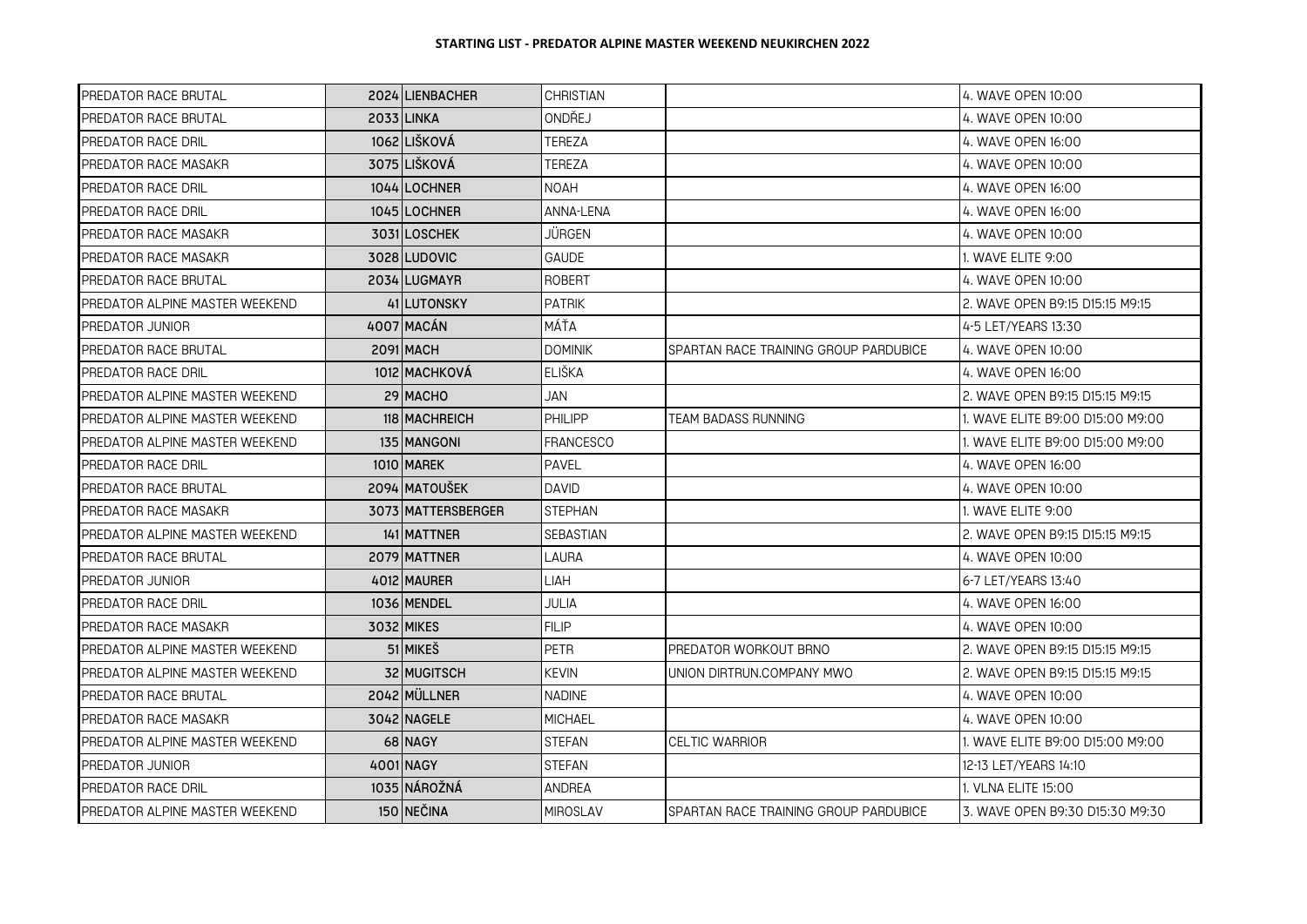**STARTING LIST - PREDATOR ALPINE MASTER WEEKEND NEUKIRCHEN 2022**

| | | | | | |
|---|---|---|---|---|---|
| PREDATOR RACE BRUTAL | 2024 | LIENBACHER | CHRISTIAN | | 4. WAVE OPEN 10:00 |
| PREDATOR RACE BRUTAL | 2033 | LINKA | ONDŘEJ | | 4. WAVE OPEN 10:00 |
| PREDATOR RACE DRIL | 1062 | LIŠKOVÁ | TEREZA | | 4. WAVE OPEN 16:00 |
| PREDATOR RACE MASAKR | 3075 | LIŠKOVÁ | TEREZA | | 4. WAVE OPEN 10:00 |
| PREDATOR RACE DRIL | 1044 | LOCHNER | NOAH | | 4. WAVE OPEN 16:00 |
| PREDATOR RACE DRIL | 1045 | LOCHNER | ANNA-LENA | | 4. WAVE OPEN 16:00 |
| PREDATOR RACE MASAKR | 3031 | LOSCHEK | JÜRGEN | | 4. WAVE OPEN 10:00 |
| PREDATOR RACE MASAKR | 3028 | LUDOVIC | GAUDE | | 1. WAVE ELITE 9:00 |
| PREDATOR RACE BRUTAL | 2034 | LUGMAYR | ROBERT | | 4. WAVE OPEN 10:00 |
| PREDATOR ALPINE MASTER WEEKEND | 41 | LUTONSKY | PATRIK | | 2. WAVE OPEN B9:15 D15:15 M9:15 |
| PREDATOR JUNIOR | 4007 | MACÁN | MÁŤA | | 4-5 LET/YEARS 13:30 |
| PREDATOR RACE BRUTAL | 2091 | MACH | DOMINIK | SPARTAN RACE TRAINING GROUP PARDUBICE | 4. WAVE OPEN 10:00 |
| PREDATOR RACE DRIL | 1012 | MACHKOVÁ | ELIŠKA | | 4. WAVE OPEN 16:00 |
| PREDATOR ALPINE MASTER WEEKEND | 29 | MACHO | JAN | | 2. WAVE OPEN B9:15 D15:15 M9:15 |
| PREDATOR ALPINE MASTER WEEKEND | 118 | MACHREICH | PHILIPP | TEAM BADASS RUNNING | 1. WAVE ELITE B9:00 D15:00 M9:00 |
| PREDATOR ALPINE MASTER WEEKEND | 135 | MANGONI | FRANCESCO | | 1. WAVE ELITE B9:00 D15:00 M9:00 |
| PREDATOR RACE DRIL | 1010 | MAREK | PAVEL | | 4. WAVE OPEN 16:00 |
| PREDATOR RACE BRUTAL | 2094 | MATOUŠEK | DAVID | | 4. WAVE OPEN 10:00 |
| PREDATOR RACE MASAKR | 3073 | MATTERSBERGER | STEPHAN | | 1. WAVE ELITE 9:00 |
| PREDATOR ALPINE MASTER WEEKEND | 141 | MATTNER | SEBASTIAN | | 2. WAVE OPEN B9:15 D15:15 M9:15 |
| PREDATOR RACE BRUTAL | 2079 | MATTNER | LAURA | | 4. WAVE OPEN 10:00 |
| PREDATOR JUNIOR | 4012 | MAURER | LIAH | | 6-7 LET/YEARS 13:40 |
| PREDATOR RACE DRIL | 1036 | MENDEL | JULIA | | 4. WAVE OPEN 16:00 |
| PREDATOR RACE MASAKR | 3032 | MIKES | FILIP | | 4. WAVE OPEN 10:00 |
| PREDATOR ALPINE MASTER WEEKEND | 51 | MIKEŠ | PETR | PREDATOR WORKOUT BRNO | 2. WAVE OPEN B9:15 D15:15 M9:15 |
| PREDATOR ALPINE MASTER WEEKEND | 32 | MUGITSCH | KEVIN | UNION DIRTRUN.COMPANY MWO | 2. WAVE OPEN B9:15 D15:15 M9:15 |
| PREDATOR RACE BRUTAL | 2042 | MÜLLNER | NADINE | | 4. WAVE OPEN 10:00 |
| PREDATOR RACE MASAKR | 3042 | NAGELE | MICHAEL | | 4. WAVE OPEN 10:00 |
| PREDATOR ALPINE MASTER WEEKEND | 68 | NAGY | STEFAN | CELTIC WARRIOR | 1. WAVE ELITE B9:00 D15:00 M9:00 |
| PREDATOR JUNIOR | 4001 | NAGY | STEFAN | | 12-13 LET/YEARS 14:10 |
| PREDATOR RACE DRIL | 1035 | NÁROŽNÁ | ANDREA | | 1. VLNA ELITE 15:00 |
| PREDATOR ALPINE MASTER WEEKEND | 150 | NEČINA | MIROSLAV | SPARTAN RACE TRAINING GROUP PARDUBICE | 3. WAVE OPEN B9:30 D15:30 M9:30 |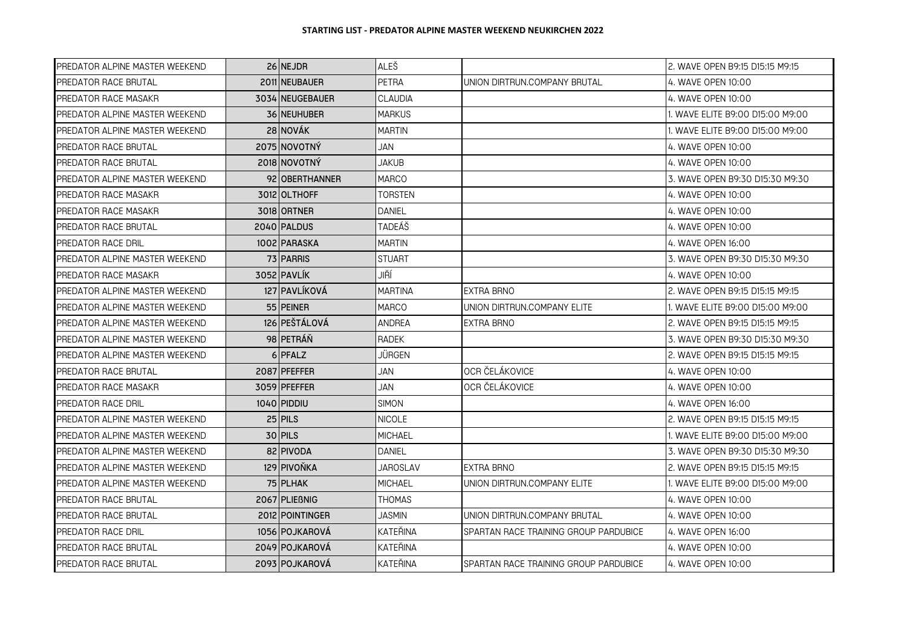# STARTING LIST - PREDATOR ALPINE MASTER WEEKEND NEUKIRCHEN 2022

| | | | | | |
|---|---|---|---|---|---|
| PREDATOR ALPINE MASTER WEEKEND | 26 | NEJDR | ALEŠ | | 2. WAVE OPEN B9:15 D15:15 M9:15 |
| PREDATOR RACE BRUTAL | 2011 | NEUBAUER | PETRA | UNION DIRTRUN.COMPANY BRUTAL | 4. WAVE OPEN 10:00 |
| PREDATOR RACE MASAKR | 3034 | NEUGEBAUER | CLAUDIA | | 4. WAVE OPEN 10:00 |
| PREDATOR ALPINE MASTER WEEKEND | 36 | NEUHUBER | MARKUS | | 1. WAVE ELITE B9:00 D15:00 M9:00 |
| PREDATOR ALPINE MASTER WEEKEND | 28 | NOVÁK | MARTIN | | 1. WAVE ELITE B9:00 D15:00 M9:00 |
| PREDATOR RACE BRUTAL | 2075 | NOVOTNÝ | JAN | | 4. WAVE OPEN 10:00 |
| PREDATOR RACE BRUTAL | 2018 | NOVOTNÝ | JAKUB | | 4. WAVE OPEN 10:00 |
| PREDATOR ALPINE MASTER WEEKEND | 92 | OBERTHANNER | MARCO | | 3. WAVE OPEN B9:30 D15:30 M9:30 |
| PREDATOR RACE MASAKR | 3012 | OLTHOFF | TORSTEN | | 4. WAVE OPEN 10:00 |
| PREDATOR RACE MASAKR | 3018 | ORTNER | DANIEL | | 4. WAVE OPEN 10:00 |
| PREDATOR RACE BRUTAL | 2040 | PALDUS | TADEÁŠ | | 4. WAVE OPEN 10:00 |
| PREDATOR RACE DRIL | 1002 | PARASKA | MARTIN | | 4. WAVE OPEN 16:00 |
| PREDATOR ALPINE MASTER WEEKEND | 73 | PARRIS | STUART | | 3. WAVE OPEN B9:30 D15:30 M9:30 |
| PREDATOR RACE MASAKR | 3052 | PAVLÍK | JIŘÍ | | 4. WAVE OPEN 10:00 |
| PREDATOR ALPINE MASTER WEEKEND | 127 | PAVLÍKOVÁ | MARTINA | EXTRA BRNO | 2. WAVE OPEN B9:15 D15:15 M9:15 |
| PREDATOR ALPINE MASTER WEEKEND | 55 | PEINER | MARCO | UNION DIRTRUN.COMPANY ELITE | 1. WAVE ELITE B9:00 D15:00 M9:00 |
| PREDATOR ALPINE MASTER WEEKEND | 126 | PEŠTÁLOVÁ | ANDREA | EXTRA BRNO | 2. WAVE OPEN B9:15 D15:15 M9:15 |
| PREDATOR ALPINE MASTER WEEKEND | 98 | PETRÁŇ | RADEK | | 3. WAVE OPEN B9:30 D15:30 M9:30 |
| PREDATOR ALPINE MASTER WEEKEND | 6 | PFALZ | JÜRGEN | | 2. WAVE OPEN B9:15 D15:15 M9:15 |
| PREDATOR RACE BRUTAL | 2087 | PFEFFER | JAN | OCR ČELÁKOVICE | 4. WAVE OPEN 10:00 |
| PREDATOR RACE MASAKR | 3059 | PFEFFER | JAN | OCR ČELÁKOVICE | 4. WAVE OPEN 10:00 |
| PREDATOR RACE DRIL | 1040 | PIDDIU | SIMON | | 4. WAVE OPEN 16:00 |
| PREDATOR ALPINE MASTER WEEKEND | 25 | PILS | NICOLE | | 2. WAVE OPEN B9:15 D15:15 M9:15 |
| PREDATOR ALPINE MASTER WEEKEND | 30 | PILS | MICHAEL | | 1. WAVE ELITE B9:00 D15:00 M9:00 |
| PREDATOR ALPINE MASTER WEEKEND | 82 | PIVODA | DANIEL | | 3. WAVE OPEN B9:30 D15:30 M9:30 |
| PREDATOR ALPINE MASTER WEEKEND | 129 | PIVOŇKA | JAROSLAV | EXTRA BRNO | 2. WAVE OPEN B9:15 D15:15 M9:15 |
| PREDATOR ALPINE MASTER WEEKEND | 75 | PLHAK | MICHAEL | UNION DIRTRUN.COMPANY ELITE | 1. WAVE ELITE B9:00 D15:00 M9:00 |
| PREDATOR RACE BRUTAL | 2067 | PLIEßNIG | THOMAS | | 4. WAVE OPEN 10:00 |
| PREDATOR RACE BRUTAL | 2012 | POINTINGER | JASMIN | UNION DIRTRUN.COMPANY BRUTAL | 4. WAVE OPEN 10:00 |
| PREDATOR RACE DRIL | 1056 | POJKAROVÁ | KATEŘINA | SPARTAN RACE TRAINING GROUP PARDUBICE | 4. WAVE OPEN 16:00 |
| PREDATOR RACE BRUTAL | 2049 | POJKAROVÁ | KATEŘINA | | 4. WAVE OPEN 10:00 |
| PREDATOR RACE BRUTAL | 2093 | POJKAROVÁ | KATEŘINA | SPARTAN RACE TRAINING GROUP PARDUBICE | 4. WAVE OPEN 10:00 |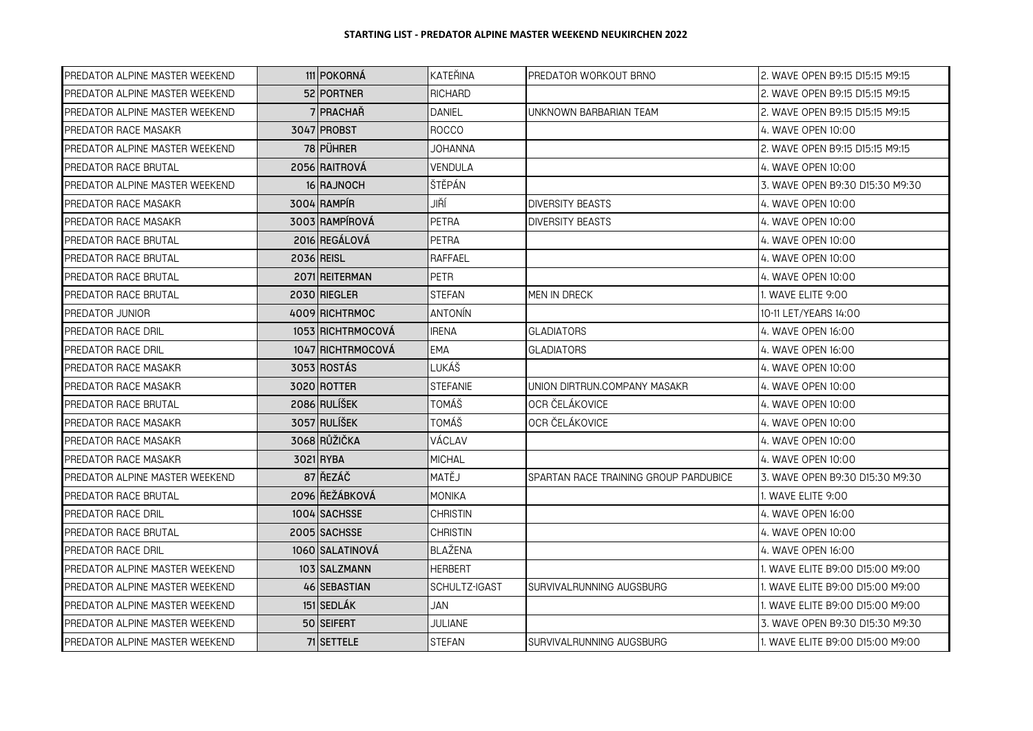**STARTING LIST - PREDATOR ALPINE MASTER WEEKEND NEUKIRCHEN 2022**

| | | | | | |
|---|---|---|---|---|---|
| PREDATOR ALPINE MASTER WEEKEND | 111 | POKORNÁ | KATEŘINA | PREDATOR WORKOUT BRNO | 2. WAVE OPEN B9:15 D15:15 M9:15 |
| PREDATOR ALPINE MASTER WEEKEND | 52 | PORTNER | RICHARD | | 2. WAVE OPEN B9:15 D15:15 M9:15 |
| PREDATOR ALPINE MASTER WEEKEND | 7 | PRACHAŘ | DANIEL | UNKNOWN BARBARIAN TEAM | 2. WAVE OPEN B9:15 D15:15 M9:15 |
| PREDATOR RACE MASAKR | 3047 | PROBST | ROCCO | | 4. WAVE OPEN 10:00 |
| PREDATOR ALPINE MASTER WEEKEND | 78 | PÜHRER | JOHANNA | | 2. WAVE OPEN B9:15 D15:15 M9:15 |
| PREDATOR RACE BRUTAL | 2056 | RAITROVÁ | VENDULA | | 4. WAVE OPEN 10:00 |
| PREDATOR ALPINE MASTER WEEKEND | 16 | RAJNOCH | ŠTĚPÁN | | 3. WAVE OPEN B9:30 D15:30 M9:30 |
| PREDATOR RACE MASAKR | 3004 | RAMPÍR | JIŘÍ | DIVERSITY BEASTS | 4. WAVE OPEN 10:00 |
| PREDATOR RACE MASAKR | 3003 | RAMPÍROVÁ | PETRA | DIVERSITY BEASTS | 4. WAVE OPEN 10:00 |
| PREDATOR RACE BRUTAL | 2016 | REGÁLOVÁ | PETRA | | 4. WAVE OPEN 10:00 |
| PREDATOR RACE BRUTAL | 2036 | REISL | RAFFAEL | | 4. WAVE OPEN 10:00 |
| PREDATOR RACE BRUTAL | 2071 | REITERMAN | PETR | | 4. WAVE OPEN 10:00 |
| PREDATOR RACE BRUTAL | 2030 | RIEGLER | STEFAN | MEN IN DRECK | 1. WAVE ELITE 9:00 |
| PREDATOR JUNIOR | 4009 | RICHTRMOC | ANTONÍN | | 10-11 LET/YEARS 14:00 |
| PREDATOR RACE DRIL | 1053 | RICHTRMOCOVÁ | IRENA | GLADIATORS | 4. WAVE OPEN 16:00 |
| PREDATOR RACE DRIL | 1047 | RICHTRMOCOVÁ | EMA | GLADIATORS | 4. WAVE OPEN 16:00 |
| PREDATOR RACE MASAKR | 3053 | ROSTÁS | LUKÁŠ | | 4. WAVE OPEN 10:00 |
| PREDATOR RACE MASAKR | 3020 | ROTTER | STEFANIE | UNION DIRTRUN.COMPANY MASAKR | 4. WAVE OPEN 10:00 |
| PREDATOR RACE BRUTAL | 2086 | RULÍŠEK | TOMÁŠ | OCR ČELÁKOVICE | 4. WAVE OPEN 10:00 |
| PREDATOR RACE MASAKR | 3057 | RULÍŠEK | TOMÁŠ | OCR ČELÁKOVICE | 4. WAVE OPEN 10:00 |
| PREDATOR RACE MASAKR | 3068 | RŮŽIČKA | VÁCLAV | | 4. WAVE OPEN 10:00 |
| PREDATOR RACE MASAKR | 3021 | RYBA | MICHAL | | 4. WAVE OPEN 10:00 |
| PREDATOR ALPINE MASTER WEEKEND | 87 | ŘEZÁČ | MATĚJ | SPARTAN RACE TRAINING GROUP PARDUBICE | 3. WAVE OPEN B9:30 D15:30 M9:30 |
| PREDATOR RACE BRUTAL | 2096 | ŘEŽÁBKOVÁ | MONIKA | | 1. WAVE ELITE 9:00 |
| PREDATOR RACE DRIL | 1004 | SACHSSE | CHRISTIN | | 4. WAVE OPEN 16:00 |
| PREDATOR RACE BRUTAL | 2005 | SACHSSE | CHRISTIN | | 4. WAVE OPEN 10:00 |
| PREDATOR RACE DRIL | 1060 | SALATINOVÁ | BLAŽENA | | 4. WAVE OPEN 16:00 |
| PREDATOR ALPINE MASTER WEEKEND | 103 | SALZMANN | HERBERT | | 1. WAVE ELITE B9:00 D15:00 M9:00 |
| PREDATOR ALPINE MASTER WEEKEND | 46 | SEBASTIAN | SCHULTZ-IGAST | SURVIVALRUNNING AUGSBURG | 1. WAVE ELITE B9:00 D15:00 M9:00 |
| PREDATOR ALPINE MASTER WEEKEND | 151 | SEDLÁK | JAN | | 1. WAVE ELITE B9:00 D15:00 M9:00 |
| PREDATOR ALPINE MASTER WEEKEND | 50 | SEIFERT | JULIANE | | 3. WAVE OPEN B9:30 D15:30 M9:30 |
| PREDATOR ALPINE MASTER WEEKEND | 71 | SETTELE | STEFAN | SURVIVALRUNNING AUGSBURG | 1. WAVE ELITE B9:00 D15:00 M9:00 |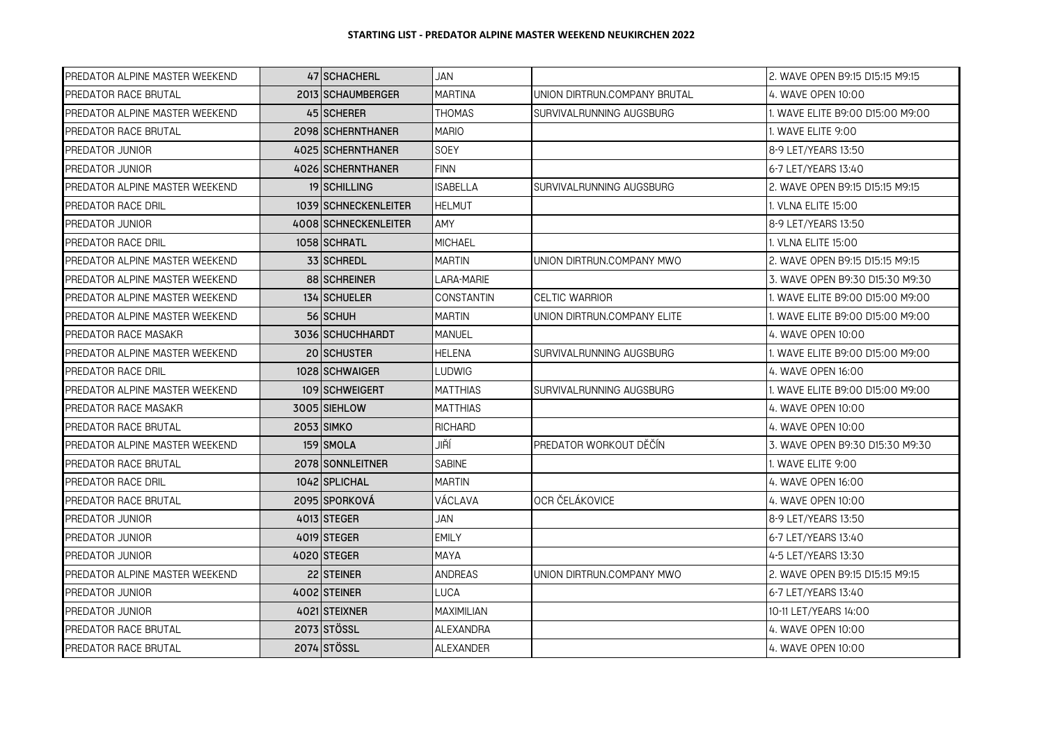**STARTING LIST - PREDATOR ALPINE MASTER WEEKEND NEUKIRCHEN 2022**

| | | | | | |
|---|---|---|---|---|---|
| PREDATOR ALPINE MASTER WEEKEND | 47 | SCHACHERL | JAN | | 2. WAVE OPEN B9:15 D15:15 M9:15 |
| PREDATOR RACE BRUTAL | 2013 | SCHAUMBERGER | MARTINA | UNION DIRTRUN.COMPANY BRUTAL | 4. WAVE OPEN 10:00 |
| PREDATOR ALPINE MASTER WEEKEND | 45 | SCHERER | THOMAS | SURVIVALRUNNING AUGSBURG | 1. WAVE ELITE B9:00 D15:00 M9:00 |
| PREDATOR RACE BRUTAL | 2098 | SCHERNTHANER | MARIO | | 1. WAVE ELITE 9:00 |
| PREDATOR JUNIOR | 4025 | SCHERNTHANER | SOEY | | 8-9 LET/YEARS 13:50 |
| PREDATOR JUNIOR | 4026 | SCHERNTHANER | FINN | | 6-7 LET/YEARS 13:40 |
| PREDATOR ALPINE MASTER WEEKEND | 19 | SCHILLING | ISABELLA | SURVIVALRUNNING AUGSBURG | 2. WAVE OPEN B9:15 D15:15 M9:15 |
| PREDATOR RACE DRIL | 1039 | SCHNECKENLEITER | HELMUT | | 1. VLNA ELITE 15:00 |
| PREDATOR JUNIOR | 4008 | SCHNECKENLEITER | AMY | | 8-9 LET/YEARS 13:50 |
| PREDATOR RACE DRIL | 1058 | SCHRATL | MICHAEL | | 1. VLNA ELITE 15:00 |
| PREDATOR ALPINE MASTER WEEKEND | 33 | SCHREDL | MARTIN | UNION DIRTRUN.COMPANY MWO | 2. WAVE OPEN B9:15 D15:15 M9:15 |
| PREDATOR ALPINE MASTER WEEKEND | 88 | SCHREINER | LARA-MARIE | | 3. WAVE OPEN B9:30 D15:30 M9:30 |
| PREDATOR ALPINE MASTER WEEKEND | 134 | SCHUELER | CONSTANTIN | CELTIC WARRIOR | 1. WAVE ELITE B9:00 D15:00 M9:00 |
| PREDATOR ALPINE MASTER WEEKEND | 56 | SCHUH | MARTIN | UNION DIRTRUN.COMPANY ELITE | 1. WAVE ELITE B9:00 D15:00 M9:00 |
| PREDATOR RACE MASAKR | 3036 | SCHUCHHARDT | MANUEL | | 4. WAVE OPEN 10:00 |
| PREDATOR ALPINE MASTER WEEKEND | 20 | SCHUSTER | HELENA | SURVIVALRUNNING AUGSBURG | 1. WAVE ELITE B9:00 D15:00 M9:00 |
| PREDATOR RACE DRIL | 1028 | SCHWAIGER | LUDWIG | | 4. WAVE OPEN 16:00 |
| PREDATOR ALPINE MASTER WEEKEND | 109 | SCHWEIGERT | MATTHIAS | SURVIVALRUNNING AUGSBURG | 1. WAVE ELITE B9:00 D15:00 M9:00 |
| PREDATOR RACE MASAKR | 3005 | SIEHLOW | MATTHIAS | | 4. WAVE OPEN 10:00 |
| PREDATOR RACE BRUTAL | 2053 | SIMKO | RICHARD | | 4. WAVE OPEN 10:00 |
| PREDATOR ALPINE MASTER WEEKEND | 159 | SMOLA | JIŘÍ | PREDATOR WORKOUT DĚČÍN | 3. WAVE OPEN B9:30 D15:30 M9:30 |
| PREDATOR RACE BRUTAL | 2078 | SONNLEITNER | SABINE | | 1. WAVE ELITE 9:00 |
| PREDATOR RACE DRIL | 1042 | SPLICHAL | MARTIN | | 4. WAVE OPEN 16:00 |
| PREDATOR RACE BRUTAL | 2095 | SPORKOVÁ | VÁCLAVA | OCR ČELÁKOVICE | 4. WAVE OPEN 10:00 |
| PREDATOR JUNIOR | 4013 | STEGER | JAN | | 8-9 LET/YEARS 13:50 |
| PREDATOR JUNIOR | 4019 | STEGER | EMILY | | 6-7 LET/YEARS 13:40 |
| PREDATOR JUNIOR | 4020 | STEGER | MAYA | | 4-5 LET/YEARS 13:30 |
| PREDATOR ALPINE MASTER WEEKEND | 22 | STEINER | ANDREAS | UNION DIRTRUN.COMPANY MWO | 2. WAVE OPEN B9:15 D15:15 M9:15 |
| PREDATOR JUNIOR | 4002 | STEINER | LUCA | | 6-7 LET/YEARS 13:40 |
| PREDATOR JUNIOR | 4021 | STEIXNER | MAXIMILIAN | | 10-11 LET/YEARS 14:00 |
| PREDATOR RACE BRUTAL | 2073 | STÖSSL | ALEXANDRA | | 4. WAVE OPEN 10:00 |
| PREDATOR RACE BRUTAL | 2074 | STÖSSL | ALEXANDER | | 4. WAVE OPEN 10:00 |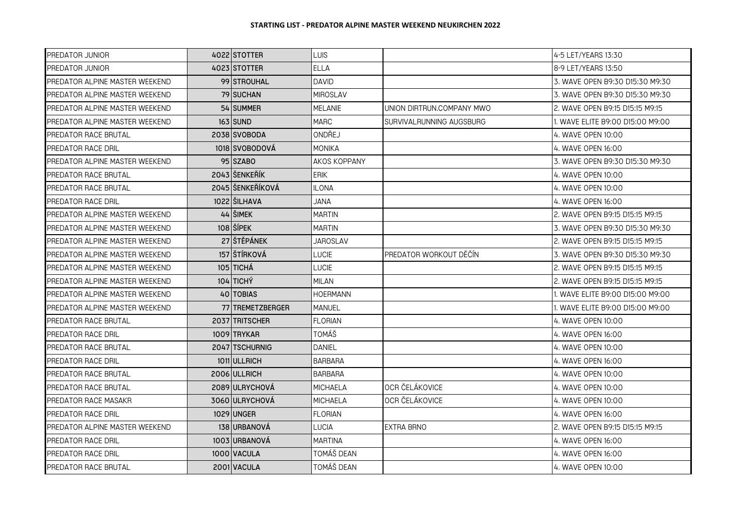**STARTING LIST - PREDATOR ALPINE MASTER WEEKEND NEUKIRCHEN 2022**

| | | | | | |
|---|---|---|---|---|---|
| PREDATOR JUNIOR | 4022 | STOTTER | LUIS | | 4-5 LET/YEARS 13:30 |
| PREDATOR JUNIOR | 4023 | STOTTER | ELLA | | 8-9 LET/YEARS 13:50 |
| PREDATOR ALPINE MASTER WEEKEND | 99 | STROUHAL | DAVID | | 3. WAVE OPEN B9:30 D15:30 M9:30 |
| PREDATOR ALPINE MASTER WEEKEND | 79 | SUCHAN | MIROSLAV | | 3. WAVE OPEN B9:30 D15:30 M9:30 |
| PREDATOR ALPINE MASTER WEEKEND | 54 | SUMMER | MELANIE | UNION DIRTRUN.COMPANY MWO | 2. WAVE OPEN B9:15 D15:15 M9:15 |
| PREDATOR ALPINE MASTER WEEKEND | 163 | SUND | MARC | SURVIVALRUNNING AUGSBURG | 1. WAVE ELITE B9:00 D15:00 M9:00 |
| PREDATOR RACE BRUTAL | 2038 | SVOBODA | ONDŘEJ | | 4. WAVE OPEN 10:00 |
| PREDATOR RACE DRIL | 1018 | SVOBODOVÁ | MONIKA | | 4. WAVE OPEN 16:00 |
| PREDATOR ALPINE MASTER WEEKEND | 95 | SZABO | AKOS KOPPANY | | 3. WAVE OPEN B9:30 D15:30 M9:30 |
| PREDATOR RACE BRUTAL | 2043 | ŠENKEŘÍK | ERIK | | 4. WAVE OPEN 10:00 |
| PREDATOR RACE BRUTAL | 2045 | ŠENKEŘÍKOVÁ | ILONA | | 4. WAVE OPEN 10:00 |
| PREDATOR RACE DRIL | 1022 | ŠILHAVA | JANA | | 4. WAVE OPEN 16:00 |
| PREDATOR ALPINE MASTER WEEKEND | 44 | ŠIMEK | MARTIN | | 2. WAVE OPEN B9:15 D15:15 M9:15 |
| PREDATOR ALPINE MASTER WEEKEND | 108 | ŠÍPEK | MARTIN | | 3. WAVE OPEN B9:30 D15:30 M9:30 |
| PREDATOR ALPINE MASTER WEEKEND | 27 | ŠTĚPÁNEK | JAROSLAV | | 2. WAVE OPEN B9:15 D15:15 M9:15 |
| PREDATOR ALPINE MASTER WEEKEND | 157 | ŠTÍRKOVÁ | LUCIE | PREDATOR WORKOUT DĚČÍN | 3. WAVE OPEN B9:30 D15:30 M9:30 |
| PREDATOR ALPINE MASTER WEEKEND | 105 | TICHÁ | LUCIE | | 2. WAVE OPEN B9:15 D15:15 M9:15 |
| PREDATOR ALPINE MASTER WEEKEND | 104 | TICHÝ | MILAN | | 2. WAVE OPEN B9:15 D15:15 M9:15 |
| PREDATOR ALPINE MASTER WEEKEND | 40 | TOBIAS | HOERMANN | | 1. WAVE ELITE B9:00 D15:00 M9:00 |
| PREDATOR ALPINE MASTER WEEKEND | 77 | TREMETZBERGER | MANUEL | | 1. WAVE ELITE B9:00 D15:00 M9:00 |
| PREDATOR RACE BRUTAL | 2037 | TRITSCHER | FLORIAN | | 4. WAVE OPEN 10:00 |
| PREDATOR RACE DRIL | 1009 | TRYKAR | TOMÁŠ | | 4. WAVE OPEN 16:00 |
| PREDATOR RACE BRUTAL | 2047 | TSCHURNIG | DANIEL | | 4. WAVE OPEN 10:00 |
| PREDATOR RACE DRIL | 1011 | ULLRICH | BARBARA | | 4. WAVE OPEN 16:00 |
| PREDATOR RACE BRUTAL | 2006 | ULLRICH | BARBARA | | 4. WAVE OPEN 10:00 |
| PREDATOR RACE BRUTAL | 2089 | ULRYCHOVÁ | MICHAELA | OCR ČELÁKOVICE | 4. WAVE OPEN 10:00 |
| PREDATOR RACE MASAKR | 3060 | ULRYCHOVÁ | MICHAELA | OCR ČELÁKOVICE | 4. WAVE OPEN 10:00 |
| PREDATOR RACE DRIL | 1029 | UNGER | FLORIAN | | 4. WAVE OPEN 16:00 |
| PREDATOR ALPINE MASTER WEEKEND | 138 | URBANOVÁ | LUCIA | EXTRA BRNO | 2. WAVE OPEN B9:15 D15:15 M9:15 |
| PREDATOR RACE DRIL | 1003 | URBANOVÁ | MARTINA | | 4. WAVE OPEN 16:00 |
| PREDATOR RACE DRIL | 1000 | VACULA | TOMÁŠ DEAN | | 4. WAVE OPEN 16:00 |
| PREDATOR RACE BRUTAL | 2001 | VACULA | TOMÁŠ DEAN | | 4. WAVE OPEN 10:00 |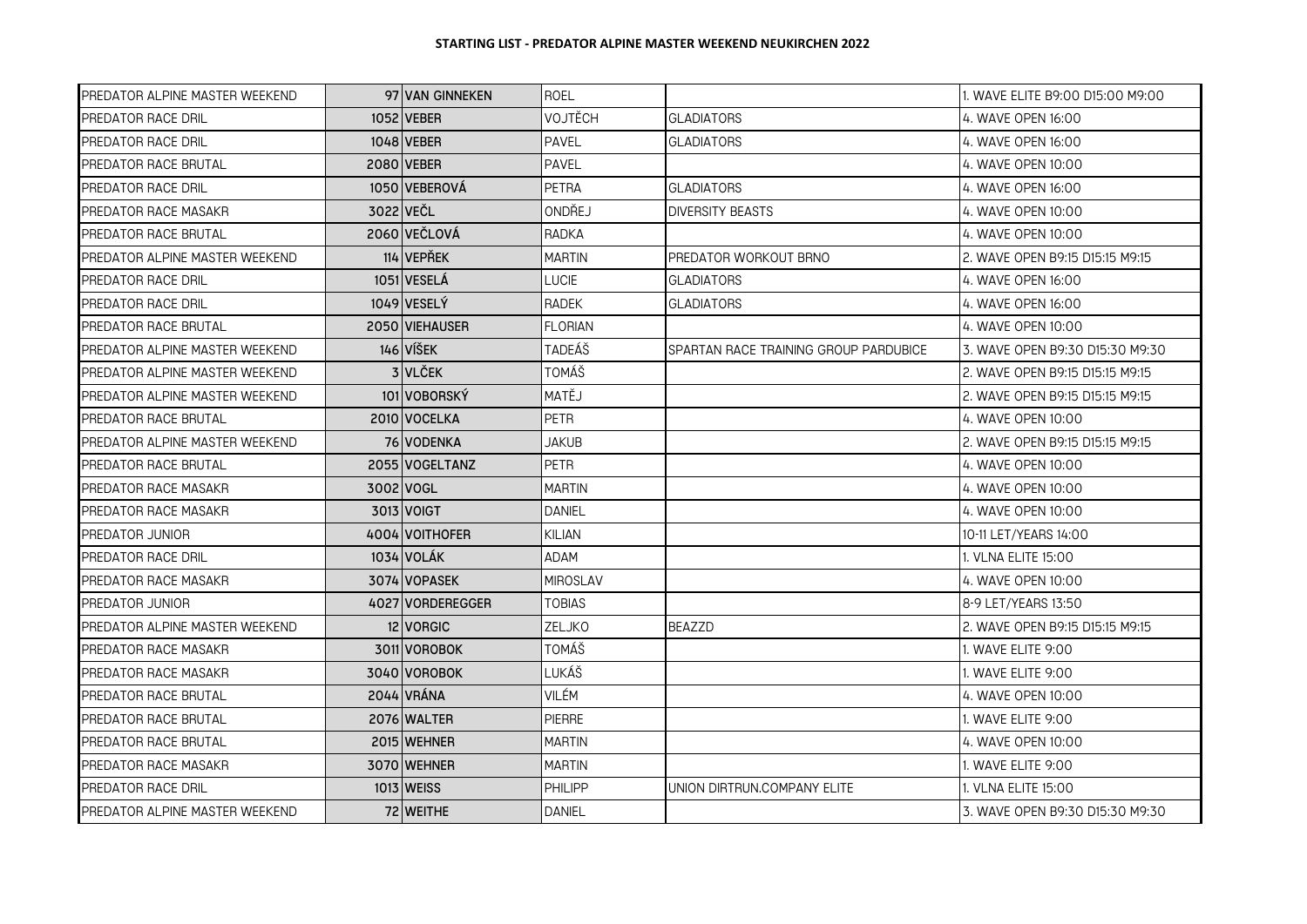# STARTING LIST - PREDATOR ALPINE MASTER WEEKEND NEUKIRCHEN 2022

| | | | | | |
|---|---|---|---|---|---|
| PREDATOR ALPINE MASTER WEEKEND | 97 | VAN GINNEKEN | ROEL | | 1. WAVE ELITE B9:00 D15:00 M9:00 |
| PREDATOR RACE DRIL | 1052 | VEBER | VOJTĚCH | GLADIATORS | 4. WAVE OPEN 16:00 |
| PREDATOR RACE DRIL | 1048 | VEBER | PAVEL | GLADIATORS | 4. WAVE OPEN 16:00 |
| PREDATOR RACE BRUTAL | 2080 | VEBER | PAVEL | | 4. WAVE OPEN 10:00 |
| PREDATOR RACE DRIL | 1050 | VEBEROVÁ | PETRA | GLADIATORS | 4. WAVE OPEN 16:00 |
| PREDATOR RACE MASAKR | 3022 | VEČL | ONDŘEJ | DIVERSITY BEASTS | 4. WAVE OPEN 10:00 |
| PREDATOR RACE BRUTAL | 2060 | VEČLOVÁ | RADKA | | 4. WAVE OPEN 10:00 |
| PREDATOR ALPINE MASTER WEEKEND | 114 | VEPŘEK | MARTIN | PREDATOR WORKOUT BRNO | 2. WAVE OPEN B9:15 D15:15 M9:15 |
| PREDATOR RACE DRIL | 1051 | VESELÁ | LUCIE | GLADIATORS | 4. WAVE OPEN 16:00 |
| PREDATOR RACE DRIL | 1049 | VESELÝ | RADEK | GLADIATORS | 4. WAVE OPEN 16:00 |
| PREDATOR RACE BRUTAL | 2050 | VIEHAUSER | FLORIAN | | 4. WAVE OPEN 10:00 |
| PREDATOR ALPINE MASTER WEEKEND | 146 | VÍŠEK | TADEÁŠ | SPARTAN RACE TRAINING GROUP PARDUBICE | 3. WAVE OPEN B9:30 D15:30 M9:30 |
| PREDATOR ALPINE MASTER WEEKEND | 3 | VLČEK | TOMÁŠ | | 2. WAVE OPEN B9:15 D15:15 M9:15 |
| PREDATOR ALPINE MASTER WEEKEND | 101 | VOBORSKÝ | MATĚJ | | 2. WAVE OPEN B9:15 D15:15 M9:15 |
| PREDATOR RACE BRUTAL | 2010 | VOCELKA | PETR | | 4. WAVE OPEN 10:00 |
| PREDATOR ALPINE MASTER WEEKEND | 76 | VODENKA | JAKUB | | 2. WAVE OPEN B9:15 D15:15 M9:15 |
| PREDATOR RACE BRUTAL | 2055 | VOGELTANZ | PETR | | 4. WAVE OPEN 10:00 |
| PREDATOR RACE MASAKR | 3002 | VOGL | MARTIN | | 4. WAVE OPEN 10:00 |
| PREDATOR RACE MASAKR | 3013 | VOIGT | DANIEL | | 4. WAVE OPEN 10:00 |
| PREDATOR JUNIOR | 4004 | VOITHOFER | KILIAN | | 10-11 LET/YEARS 14:00 |
| PREDATOR RACE DRIL | 1034 | VOLÁK | ADAM | | 1. VLNA ELITE 15:00 |
| PREDATOR RACE MASAKR | 3074 | VOPASEK | MIROSLAV | | 4. WAVE OPEN 10:00 |
| PREDATOR JUNIOR | 4027 | VORDEREGGER | TOBIAS | | 8-9 LET/YEARS 13:50 |
| PREDATOR ALPINE MASTER WEEKEND | 12 | VORGIC | ZELJKO | BEAZZD | 2. WAVE OPEN B9:15 D15:15 M9:15 |
| PREDATOR RACE MASAKR | 3011 | VOROBOK | TOMÁŠ | | 1. WAVE ELITE 9:00 |
| PREDATOR RACE MASAKR | 3040 | VOROBOK | LUKÁŠ | | 1. WAVE ELITE 9:00 |
| PREDATOR RACE BRUTAL | 2044 | VRÁNA | VILÉM | | 4. WAVE OPEN 10:00 |
| PREDATOR RACE BRUTAL | 2076 | WALTER | PIERRE | | 1. WAVE ELITE 9:00 |
| PREDATOR RACE BRUTAL | 2015 | WEHNER | MARTIN | | 4. WAVE OPEN 10:00 |
| PREDATOR RACE MASAKR | 3070 | WEHNER | MARTIN | | 1. WAVE ELITE 9:00 |
| PREDATOR RACE DRIL | 1013 | WEISS | PHILIPP | UNION DIRTRUN.COMPANY ELITE | 1. VLNA ELITE 15:00 |
| PREDATOR ALPINE MASTER WEEKEND | 72 | WEITHE | DANIEL | | 3. WAVE OPEN B9:30 D15:30 M9:30 |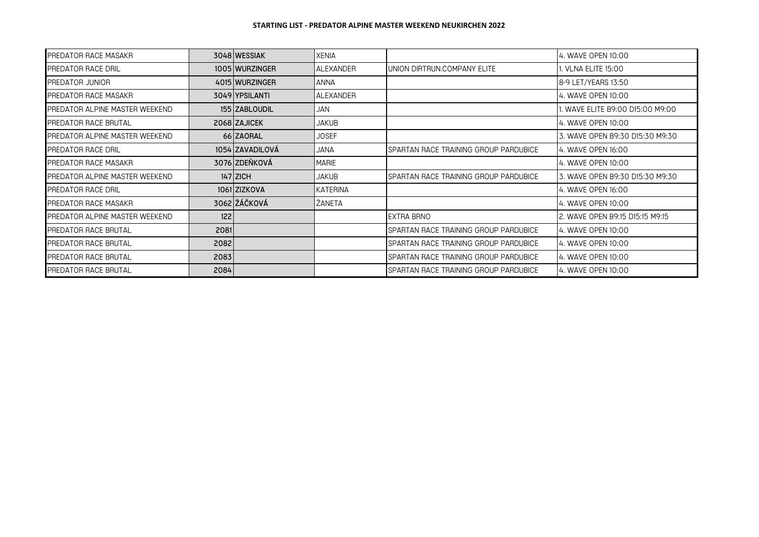**STARTING LIST - PREDATOR ALPINE MASTER WEEKEND NEUKIRCHEN 2022**

| | | | | | |
|---|---|---|---|---|---|
| PREDATOR RACE MASAKR | 3048 | WESSIAK | XENIA | | 4. WAVE OPEN 10:00 |
| PREDATOR RACE DRIL | 1005 | WURZINGER | ALEXANDER | UNION DIRTRUN.COMPANY ELITE | 1. VLNA ELITE 15:00 |
| PREDATOR JUNIOR | 4015 | WURZINGER | ANNA | | 8-9 LET/YEARS 13:50 |
| PREDATOR RACE MASAKR | 3049 | YPSILANTI | ALEXANDER | | 4. WAVE OPEN 10:00 |
| PREDATOR ALPINE MASTER WEEKEND | 155 | ZABLOUDIL | JAN | | 1. WAVE ELITE B9:00 D15:00 M9:00 |
| PREDATOR RACE BRUTAL | 2068 | ZAJICEK | JAKUB | | 4. WAVE OPEN 10:00 |
| PREDATOR ALPINE MASTER WEEKEND | 66 | ZAORAL | JOSEF | | 3. WAVE OPEN B9:30 D15:30 M9:30 |
| PREDATOR RACE DRIL | 1054 | ZAVADILOVÁ | JANA | SPARTAN RACE TRAINING GROUP PARDUBICE | 4. WAVE OPEN 16:00 |
| PREDATOR RACE MASAKR | 3076 | ZDEŇKOVÁ | MARIE | | 4. WAVE OPEN 10:00 |
| PREDATOR ALPINE MASTER WEEKEND | 147 | ZICH | JAKUB | SPARTAN RACE TRAINING GROUP PARDUBICE | 3. WAVE OPEN B9:30 D15:30 M9:30 |
| PREDATOR RACE DRIL | 1061 | ZIZKOVA | KATERINA | | 4. WAVE OPEN 16:00 |
| PREDATOR RACE MASAKR | 3062 | ŽÁČKOVÁ | ŽANETA | | 4. WAVE OPEN 10:00 |
| PREDATOR ALPINE MASTER WEEKEND | 122 | | | EXTRA BRNO | 2. WAVE OPEN B9:15 D15:15 M9:15 |
| PREDATOR RACE BRUTAL | 2081 | | | SPARTAN RACE TRAINING GROUP PARDUBICE | 4. WAVE OPEN 10:00 |
| PREDATOR RACE BRUTAL | 2082 | | | SPARTAN RACE TRAINING GROUP PARDUBICE | 4. WAVE OPEN 10:00 |
| PREDATOR RACE BRUTAL | 2083 | | | SPARTAN RACE TRAINING GROUP PARDUBICE | 4. WAVE OPEN 10:00 |
| PREDATOR RACE BRUTAL | 2084 | | | SPARTAN RACE TRAINING GROUP PARDUBICE | 4. WAVE OPEN 10:00 |